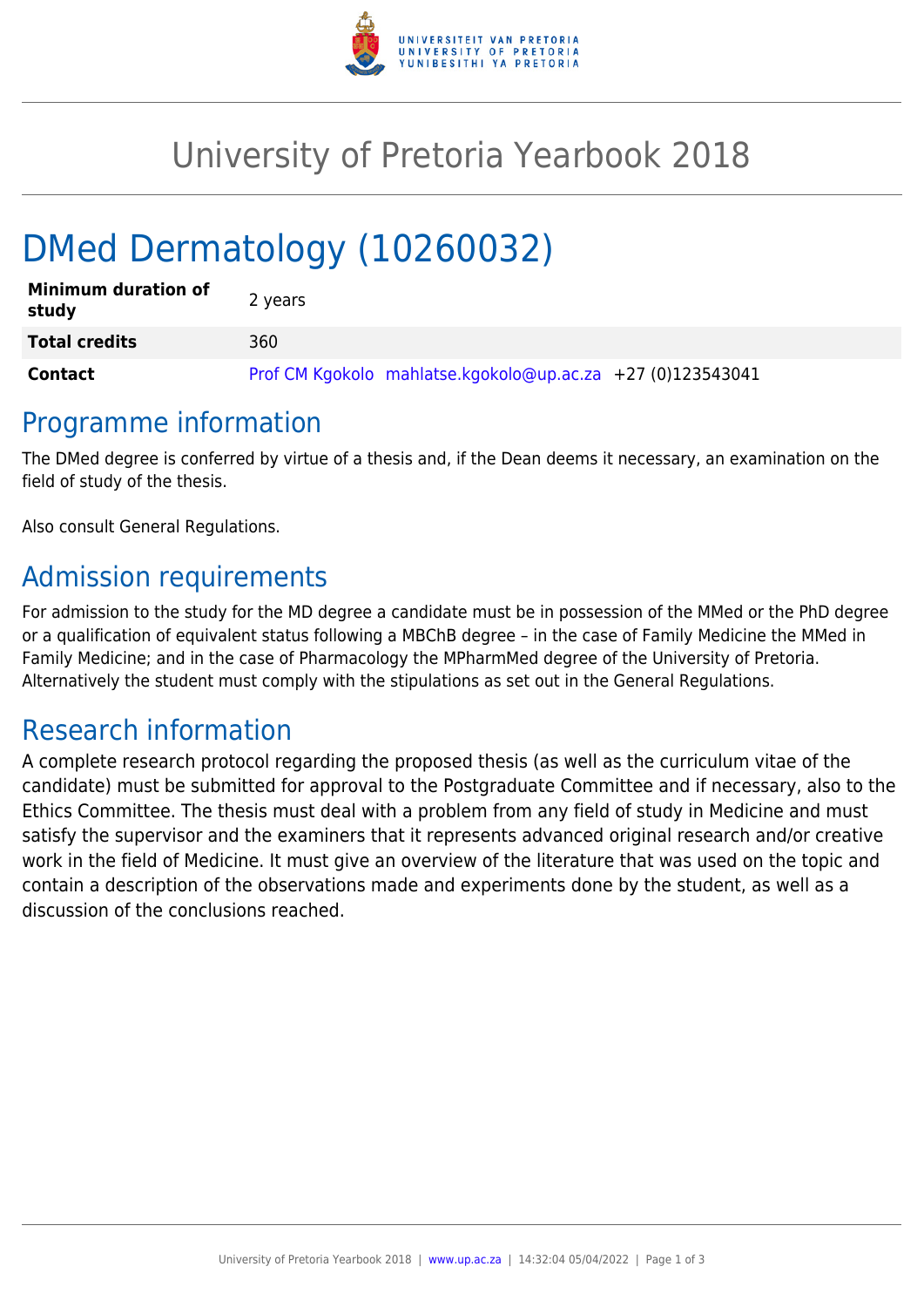# University of Pretoria Yearbook 2018

# DMed Dermatology (10260032)

| | |
|---|---|
| **Minimum duration of study** | 2 years |
| **Total credits** | 360 |
| **Contact** | Prof CM Kgokolo mahlatse.kgokolo@up.ac.za +27 (0)123543041 |

## Programme information

The DMed degree is conferred by virtue of a thesis and, if the Dean deems it necessary, an examination on the field of study of the thesis.

Also consult General Regulations.

## Admission requirements

For admission to the study for the MD degree a candidate must be in possession of the MMed or the PhD degree or a qualification of equivalent status following a MBChB degree – in the case of Family Medicine the MMed in Family Medicine; and in the case of Pharmacology the MPharmMed degree of the University of Pretoria. Alternatively the student must comply with the stipulations as set out in the General Regulations.

## Research information

A complete research protocol regarding the proposed thesis (as well as the curriculum vitae of the candidate) must be submitted for approval to the Postgraduate Committee and if necessary, also to the Ethics Committee. The thesis must deal with a problem from any field of study in Medicine and must satisfy the supervisor and the examiners that it represents advanced original research and/or creative work in the field of Medicine. It must give an overview of the literature that was used on the topic and contain a description of the observations made and experiments done by the student, as well as a discussion of the conclusions reached.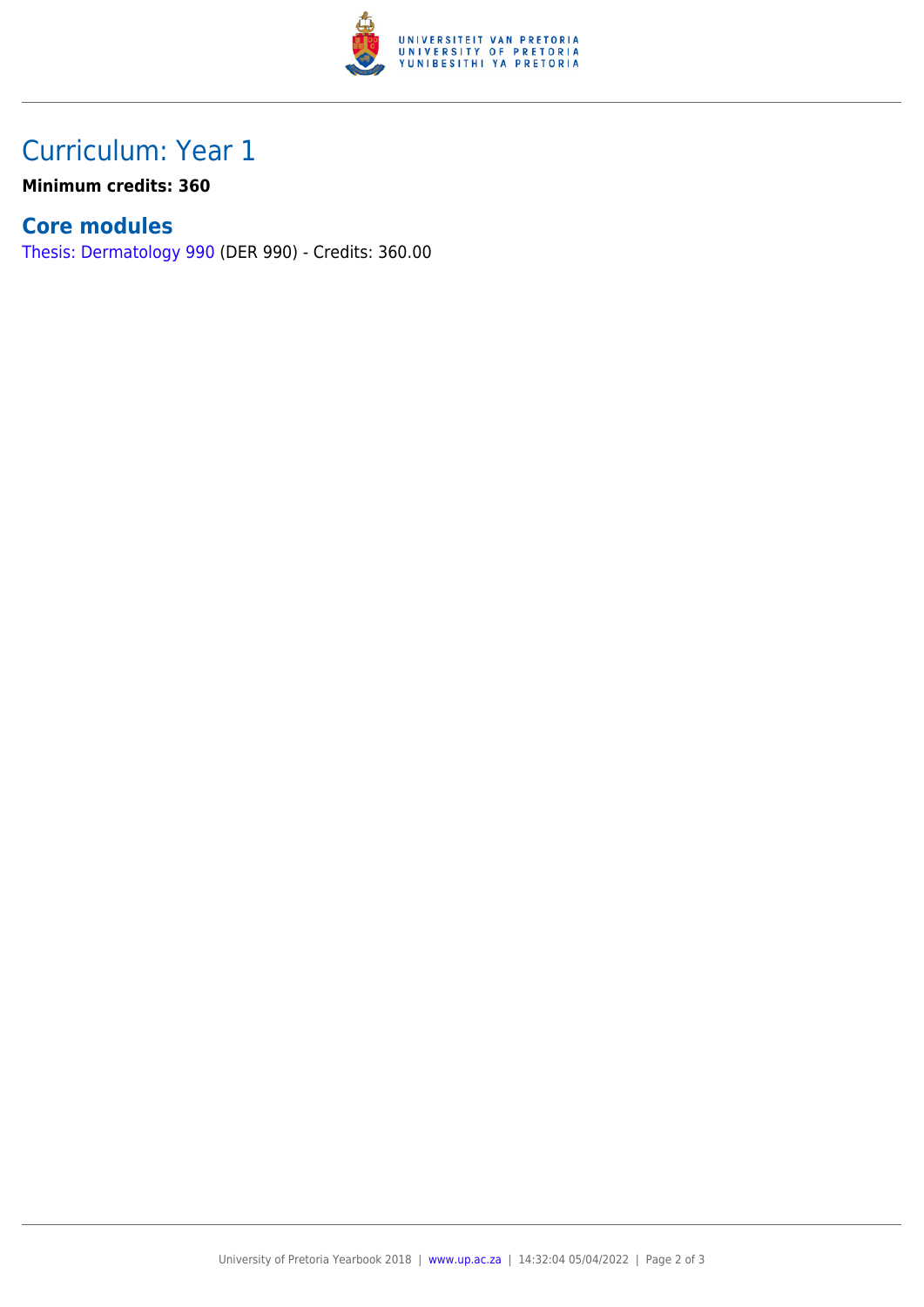## Curriculum: Year 1

**Minimum credits: 360**

### Core modules

Thesis: Dermatology 990 (DER 990) - Credits: 360.00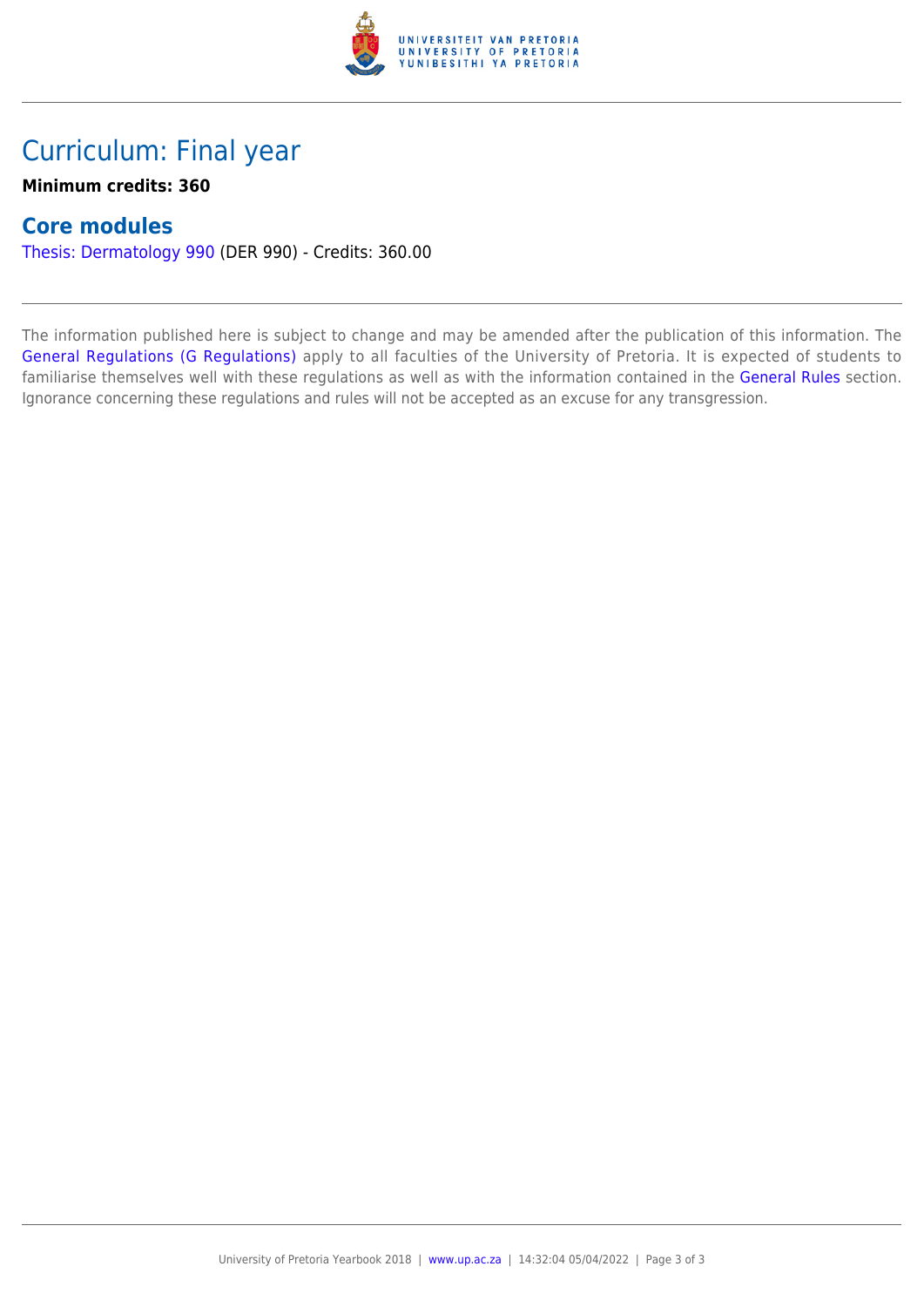# Curriculum: Final year

**Minimum credits: 360**

## Core modules

Thesis: Dermatology 990 (DER 990) - Credits: 360.00

The information published here is subject to change and may be amended after the publication of this information. The General Regulations (G Regulations) apply to all faculties of the University of Pretoria. It is expected of students to familiarise themselves well with these regulations as well as with the information contained in the General Rules section. Ignorance concerning these regulations and rules will not be accepted as an excuse for any transgression.